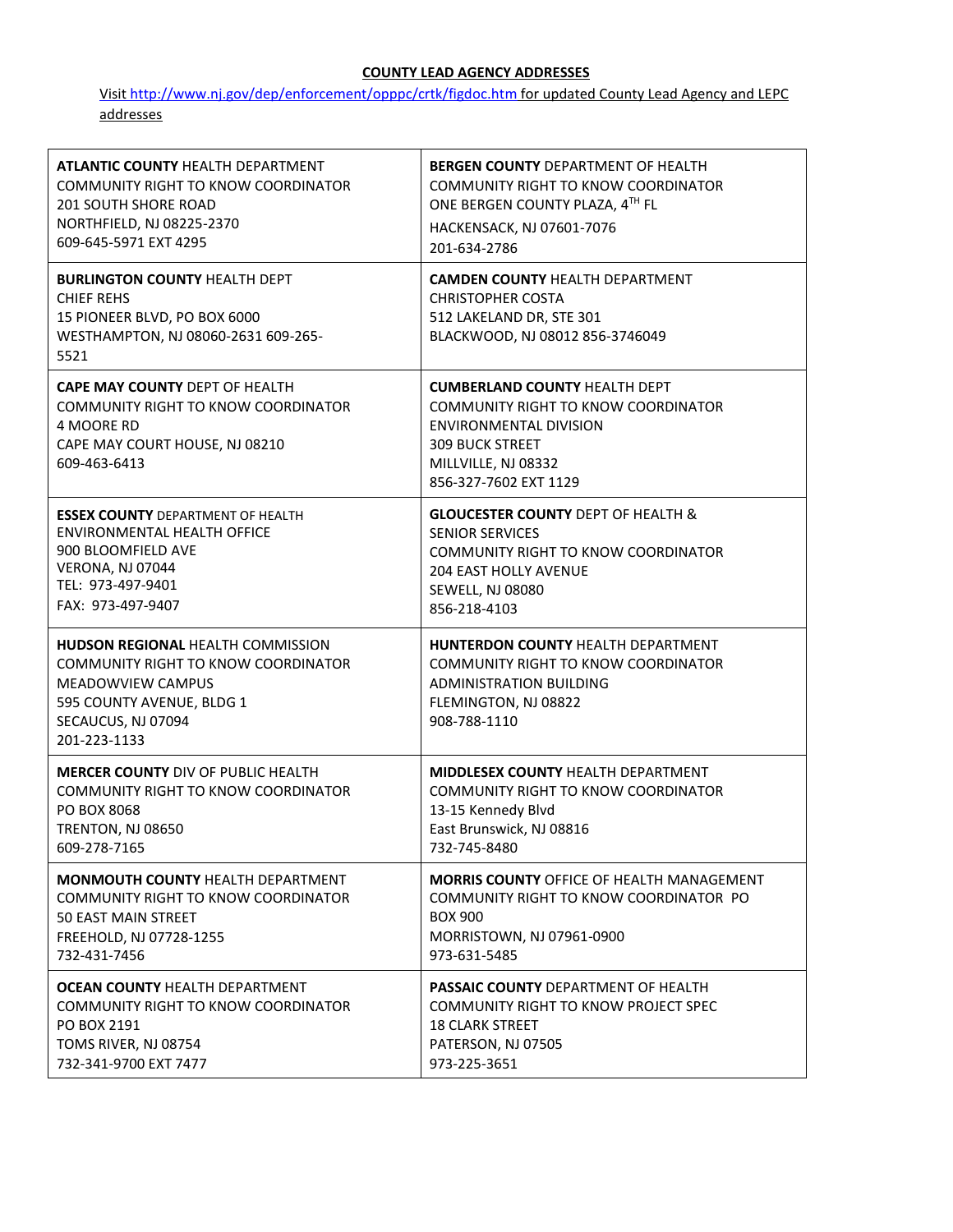## COUNTY LEAD AGENCY ADDRESSES

Visit http://www.nj.gov/dep/enforcement/opppc/crtk/figdoc.htm for updated County Lead Agency and LEPC addresses

| | |
|---|---|
| **ATLANTIC COUNTY** HEALTH DEPARTMENT<br>COMMUNITY RIGHT TO KNOW COORDINATOR<br>201 SOUTH SHORE ROAD<br>NORTHFIELD, NJ 08225-2370<br>609-645-5971 EXT 4295 | **BERGEN COUNTY** DEPARTMENT OF HEALTH<br>COMMUNITY RIGHT TO KNOW COORDINATOR<br>ONE BERGEN COUNTY PLAZA, 4TH FL<br>HACKENSACK, NJ 07601-7076<br>201-634-2786 |
| **BURLINGTON COUNTY** HEALTH DEPT<br>CHIEF REHS<br>15 PIONEER BLVD, PO BOX 6000<br>WESTHAMPTON, NJ 08060-2631 609-265-5521 | **CAMDEN COUNTY** HEALTH DEPARTMENT<br>CHRISTOPHER COSTA<br>512 LAKELAND DR, STE 301<br>BLACKWOOD, NJ 08012 856-3746049 |
| **CAPE MAY COUNTY** DEPT OF HEALTH<br>COMMUNITY RIGHT TO KNOW COORDINATOR<br>4 MOORE RD<br>CAPE MAY COURT HOUSE, NJ 08210<br>609-463-6413 | **CUMBERLAND COUNTY** HEALTH DEPT<br>COMMUNITY RIGHT TO KNOW COORDINATOR<br>ENVIRONMENTAL DIVISION<br>309 BUCK STREET<br>MILLVILLE, NJ 08332<br>856-327-7602 EXT 1129 |
| **ESSEX COUNTY** DEPARTMENT OF HEALTH<br>ENVIRONMENTAL HEALTH OFFICE<br>900 BLOOMFIELD AVE<br>VERONA, NJ 07044<br>TEL: 973-497-9401<br>FAX: 973-497-9407 | **GLOUCESTER COUNTY** DEPT OF HEALTH & SENIOR SERVICES<br>COMMUNITY RIGHT TO KNOW COORDINATOR<br>204 EAST HOLLY AVENUE<br>SEWELL, NJ 08080<br>856-218-4103 |
| **HUDSON REGIONAL** HEALTH COMMISSION<br>COMMUNITY RIGHT TO KNOW COORDINATOR<br>MEADOWVIEW CAMPUS<br>595 COUNTY AVENUE, BLDG 1<br>SECAUCUS, NJ 07094<br>201-223-1133 | **HUNTERDON COUNTY** HEALTH DEPARTMENT<br>COMMUNITY RIGHT TO KNOW COORDINATOR<br>ADMINISTRATION BUILDING<br>FLEMINGTON, NJ 08822<br>908-788-1110 |
| **MERCER COUNTY** DIV OF PUBLIC HEALTH<br>COMMUNITY RIGHT TO KNOW COORDINATOR<br>PO BOX 8068<br>TRENTON, NJ 08650<br>609-278-7165 | **MIDDLESEX COUNTY** HEALTH DEPARTMENT<br>COMMUNITY RIGHT TO KNOW COORDINATOR<br>13-15 Kennedy Blvd<br>East Brunswick, NJ 08816<br>732-745-8480 |
| **MONMOUTH COUNTY** HEALTH DEPARTMENT<br>COMMUNITY RIGHT TO KNOW COORDINATOR<br>50 EAST MAIN STREET<br>FREEHOLD, NJ 07728-1255<br>732-431-7456 | **MORRIS COUNTY** OFFICE OF HEALTH MANAGEMENT<br>COMMUNITY RIGHT TO KNOW COORDINATOR PO BOX 900<br>MORRISTOWN, NJ 07961-0900<br>973-631-5485 |
| **OCEAN COUNTY** HEALTH DEPARTMENT<br>COMMUNITY RIGHT TO KNOW COORDINATOR<br>PO BOX 2191<br>TOMS RIVER, NJ 08754<br>732-341-9700 EXT 7477 | **PASSAIC COUNTY** DEPARTMENT OF HEALTH<br>COMMUNITY RIGHT TO KNOW PROJECT SPEC<br>18 CLARK STREET<br>PATERSON, NJ 07505<br>973-225-3651 |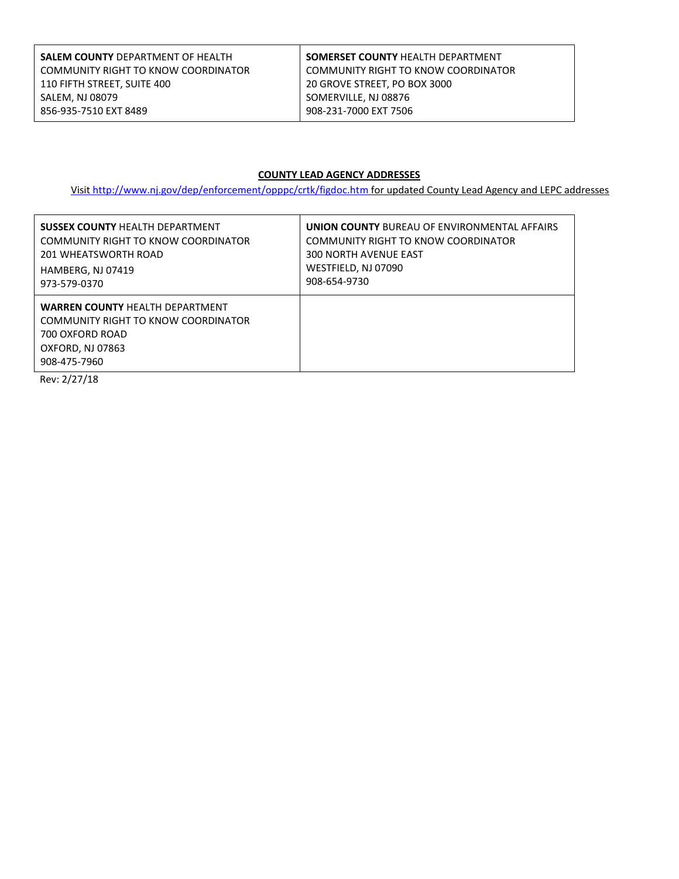| | |
|---|---|
| **SALEM COUNTY** DEPARTMENT OF HEALTH<br>COMMUNITY RIGHT TO KNOW COORDINATOR<br>110 FIFTH STREET, SUITE 400<br>SALEM, NJ 08079<br>856-935-7510 EXT 8489 | **SOMERSET COUNTY** HEALTH DEPARTMENT<br>COMMUNITY RIGHT TO KNOW COORDINATOR<br>20 GROVE STREET, PO BOX 3000<br>SOMERVILLE, NJ 08876<br>908-231-7000 EXT 7506 |

## COUNTY LEAD AGENCY ADDRESSES

Visit http://www.nj.gov/dep/enforcement/opppc/crtk/figdoc.htm for updated County Lead Agency and LEPC addresses

| | |
|---|---|
| **SUSSEX COUNTY** HEALTH DEPARTMENT<br>COMMUNITY RIGHT TO KNOW COORDINATOR<br>201 WHEATSWORTH ROAD<br>HAMBERG, NJ 07419<br>973-579-0370 | **UNION COUNTY** BUREAU OF ENVIRONMENTAL AFFAIRS<br>COMMUNITY RIGHT TO KNOW COORDINATOR<br>300 NORTH AVENUE EAST<br>WESTFIELD, NJ 07090<br>908-654-9730 |
| **WARREN COUNTY** HEALTH DEPARTMENT<br>COMMUNITY RIGHT TO KNOW COORDINATOR<br>700 OXFORD ROAD<br>OXFORD, NJ 07863<br>908-475-7960 | |

Rev: 2/27/18